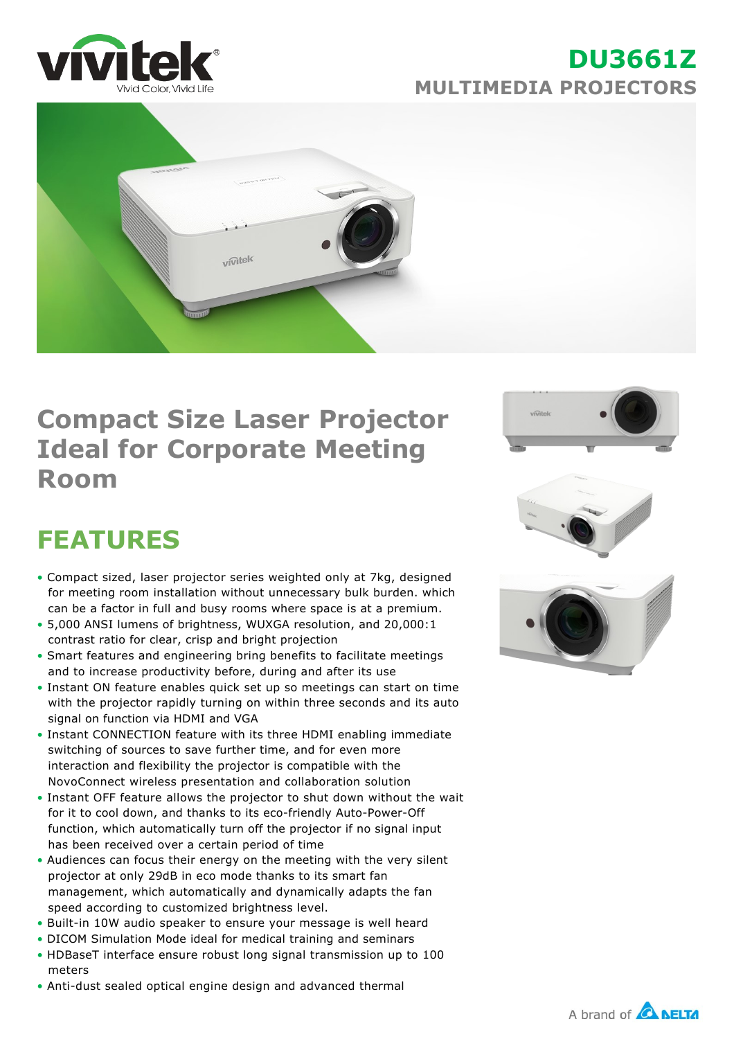# DU3661Z

## MULTIMEDIA PROJECTORS

# Compact Size Laser Projector Ideal for Corporate Meeting Room

## FEATURES

- Compact sized, laser projector series weighted only at 7kg, designed for meeting room installation without unnecessary bulk burden. which can be a factor in full and busy rooms where space is at a premium.
- 5,000 ANSI lumens of brightness, WUXGA resolution, and 20,000:1 contrast ratio for clear, crisp and bright projection
- Smart features and engineering bring benefits to facilitate meetings and to increase productivity before, during and after its use
- Instant ON feature enables quick set up so meetings can start on time with the projector rapidly turning on within three seconds and its auto signal on function via HDMI and VGA
- Instant CONNECTION feature with its three HDMI enabling immediate switching of sources to save further time, and for even more interaction and flexibility the projector is compatible with the NovoConnect wireless presentation and collaboration solution
- Instant OFF feature allows the projector to shut down without the wait for it to cool down, and thanks to its eco-friendly Auto-Power-Off function, which automatically turn off the projector if no signal input has been received over a certain period of time
- Audiences can focus their energy on the meeting with the very silent projector at only 29dB in eco mode thanks to its smart fan management, which automatically and dynamically adapts the fan speed according to customized brightness level.
- Built-in 10W audio speaker to ensure your message is well heard
- DICOM Simulation Mode ideal for medical training and seminars
- HDBaseT interface ensure robust long signal transmission up to 100 meters
- Anti-dust sealed optical engine design and advanced thermal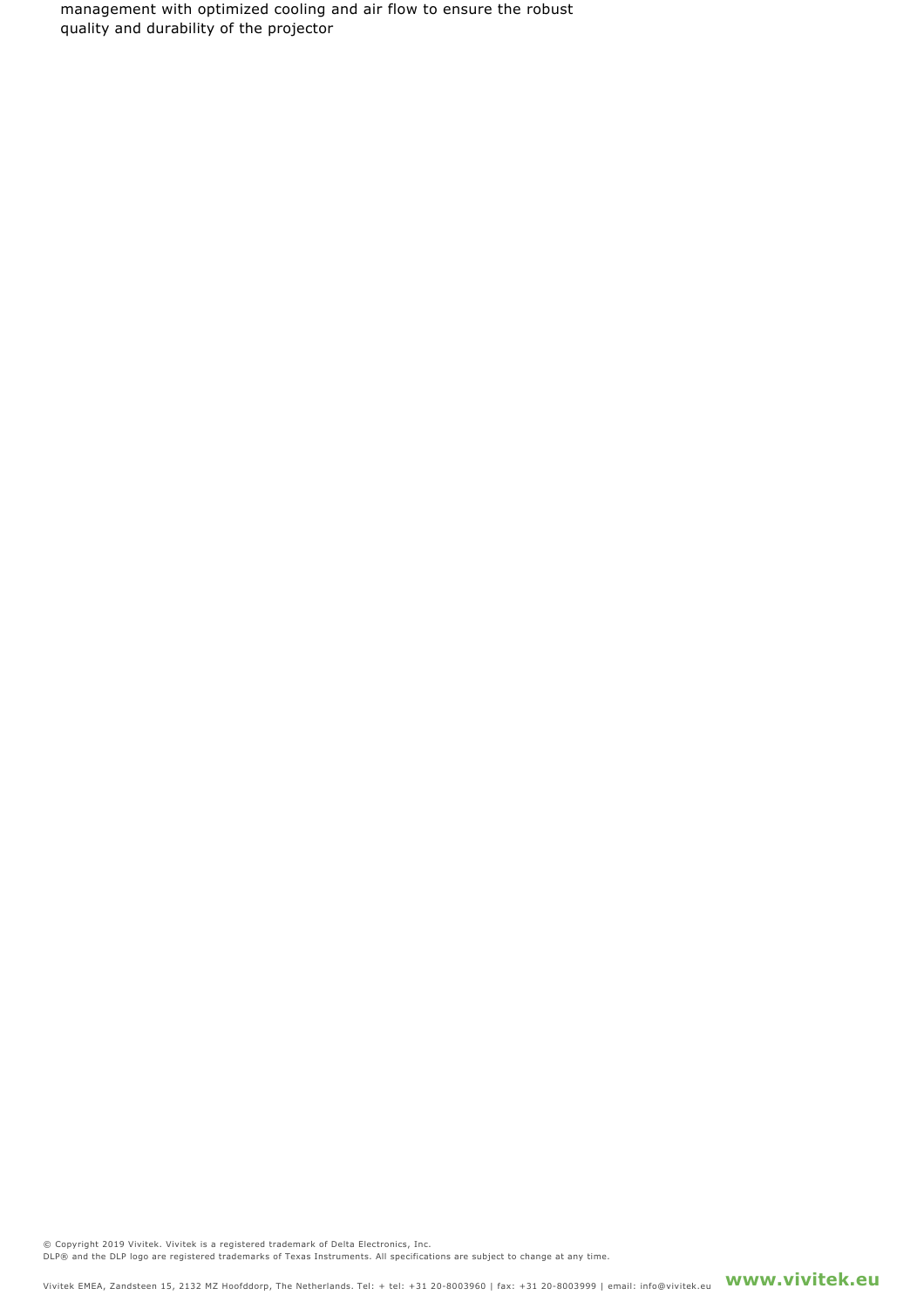management with optimized cooling and air flow to ensure the robust quality and durability of the projector

© Copyright 2019 Vivitek. Vivitek is a registered trademark of Delta Electronics, Inc.
DLP® and the DLP logo are registered trademarks of Texas Instruments. All specifications are subject to change at any time.

Vivitek EMEA, Zandsteen 15, 2132 MZ Hoofddorp, The Netherlands. Tel: + tel: +31 20-8003960 | fax: +31 20-8003999 | email: info@vivitek.eu **www.vivitek.eu**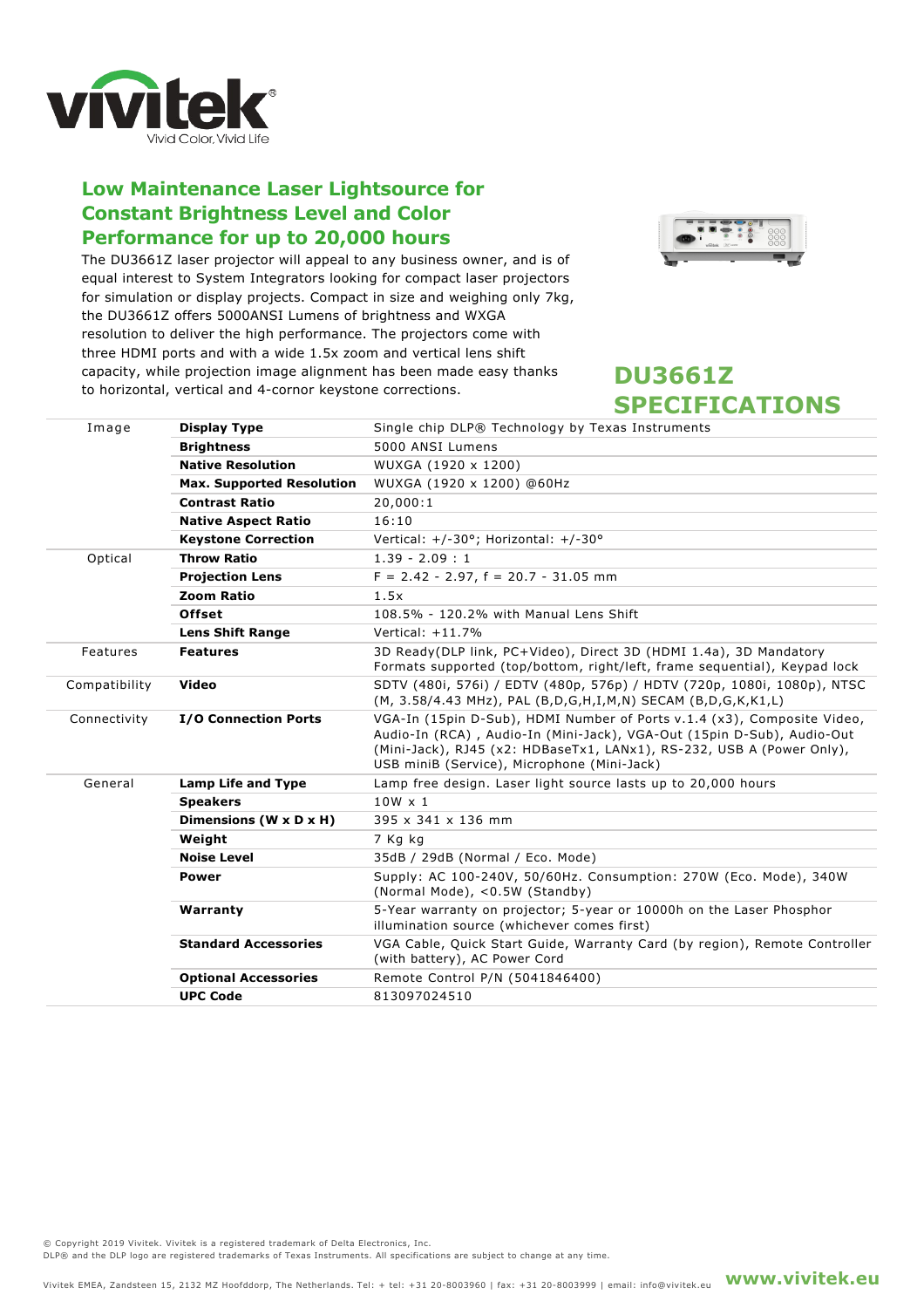## Low Maintenance Laser Lightsource for Constant Brightness Level and Color Performance for up to 20,000 hours

The DU3661Z laser projector will appeal to any business owner, and is of equal interest to System Integrators looking for compact laser projectors for simulation or display projects. Compact in size and weighing only 7kg, the DU3661Z offers 5000ANSI Lumens of brightness and WXGA resolution to deliver the high performance. The projectors come with three HDMI ports and with a wide 1.5x zoom and vertical lens shift capacity, while projection image alignment has been made easy thanks to horizontal, vertical and 4-cornor keystone corrections.

# DU3661Z SPECIFICATIONS

| | | |
|---|---|---|
| Image | **Display Type** | Single chip DLP® Technology by Texas Instruments |
| | **Brightness** | 5000 ANSI Lumens |
| | **Native Resolution** | WUXGA (1920 x 1200) |
| | **Max. Supported Resolution** | WUXGA (1920 x 1200) @60Hz |
| | **Contrast Ratio** | 20,000:1 |
| | **Native Aspect Ratio** | 16:10 |
| | **Keystone Correction** | Vertical: +/-30°; Horizontal: +/-30° |
| Optical | **Throw Ratio** | 1.39 - 2.09 : 1 |
| | **Projection Lens** | F = 2.42 - 2.97, f = 20.7 - 31.05 mm |
| | **Zoom Ratio** | 1.5x |
| | **Offset** | 108.5% - 120.2% with Manual Lens Shift |
| | **Lens Shift Range** | Vertical: +11.7% |
| Features | **Features** | 3D Ready(DLP link, PC+Video), Direct 3D (HDMI 1.4a), 3D Mandatory Formats supported (top/bottom, right/left, frame sequential), Keypad lock |
| Compatibility | **Video** | SDTV (480i, 576i) / EDTV (480p, 576p) / HDTV (720p, 1080i, 1080p), NTSC (M, 3.58/4.43 MHz), PAL (B,D,G,H,I,M,N) SECAM (B,D,G,K,K1,L) |
| Connectivity | **I/O Connection Ports** | VGA-In (15pin D-Sub), HDMI Number of Ports v.1.4 (x3), Composite Video, Audio-In (RCA) , Audio-In (Mini-Jack), VGA-Out (15pin D-Sub), Audio-Out (Mini-Jack), RJ45 (x2: HDBaseTx1, LANx1), RS-232, USB A (Power Only), USB miniB (Service), Microphone (Mini-Jack) |
| General | **Lamp Life and Type** | Lamp free design. Laser light source lasts up to 20,000 hours |
| | **Speakers** | 10W x 1 |
| | **Dimensions (W x D x H)** | 395 x 341 x 136 mm |
| | **Weight** | 7 Kg kg |
| | **Noise Level** | 35dB / 29dB (Normal / Eco. Mode) |
| | **Power** | Supply: AC 100-240V, 50/60Hz. Consumption: 270W (Eco. Mode), 340W (Normal Mode), <0.5W (Standby) |
| | **Warranty** | 5-Year warranty on projector; 5-year or 10000h on the Laser Phosphor illumination source (whichever comes first) |
| | **Standard Accessories** | VGA Cable, Quick Start Guide, Warranty Card (by region), Remote Controller (with battery), AC Power Cord |
| | **Optional Accessories** | Remote Control P/N (5041846400) |
| | **UPC Code** | 813097024510 |

© Copyright 2019 Vivitek. Vivitek is a registered trademark of Delta Electronics, Inc.
DLP® and the DLP logo are registered trademarks of Texas Instruments. All specifications are subject to change at any time.

Vivitek EMEA, Zandsteen 15, 2132 MZ Hoofddorp, The Netherlands. Tel: + tel: +31 20-8003960 | fax: +31 20-8003999 | email: info@vivitek.eu **www.vivitek.eu**